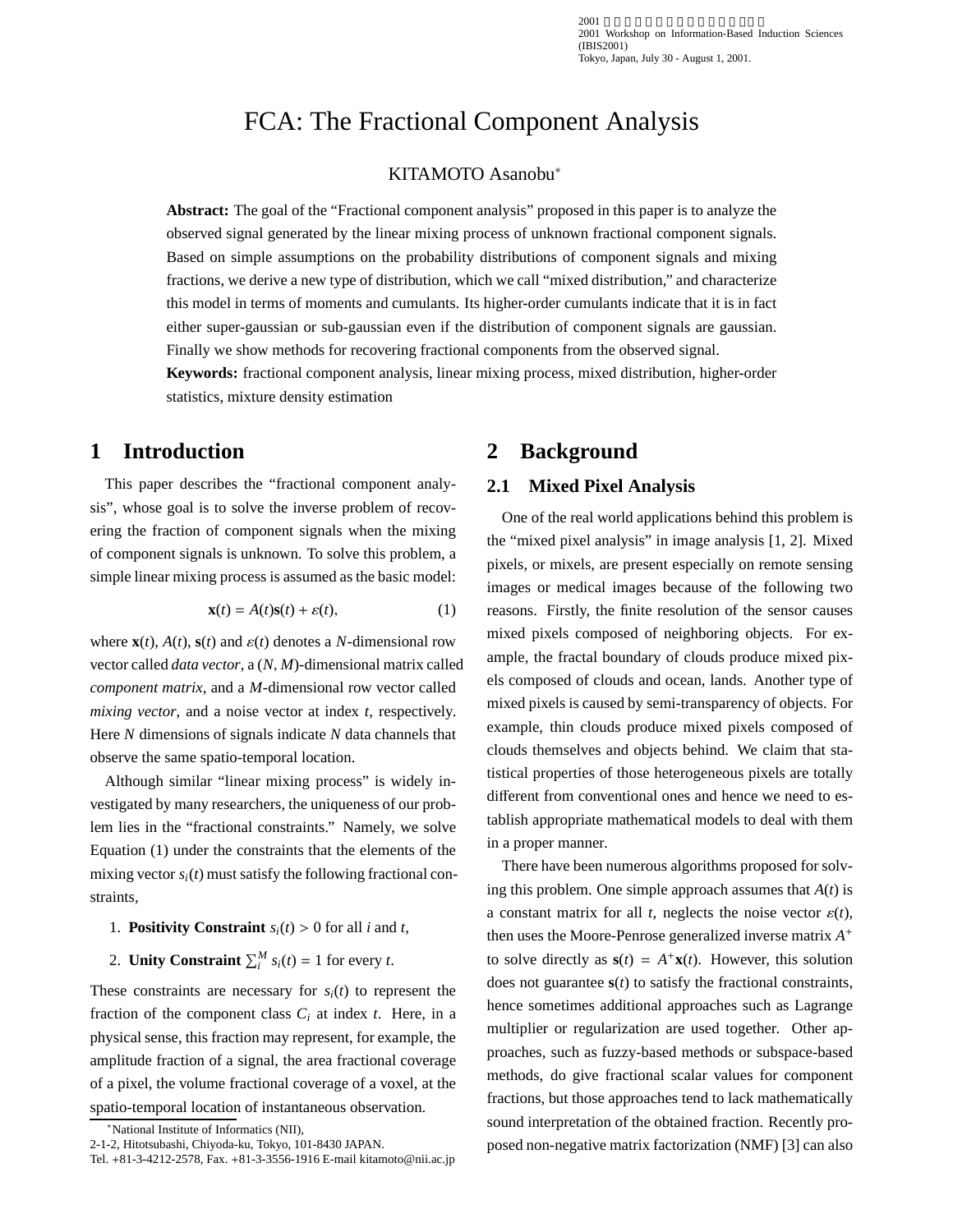2001 Workshop on Information-Based Induction Sciences (IBIS2001)
Tokyo, Japan, July 30 - August 1, 2001.

# FCA: The Fractional Component Analysis

KITAMOTO Asanobu*

**Abstract:** The goal of the "Fractional component analysis" proposed in this paper is to analyze the observed signal generated by the linear mixing process of unknown fractional component signals. Based on simple assumptions on the probability distributions of component signals and mixing fractions, we derive a new type of distribution, which we call "mixed distribution," and characterize this model in terms of moments and cumulants. Its higher-order cumulants indicate that it is in fact either super-gaussian or sub-gaussian even if the distribution of component signals are gaussian. Finally we show methods for recovering fractional components from the observed signal.

**Keywords:** fractional component analysis, linear mixing process, mixed distribution, higher-order statistics, mixture density estimation

## 1 Introduction

This paper describes the "fractional component analysis", whose goal is to solve the inverse problem of recovering the fraction of component signals when the mixing of component signals is unknown. To solve this problem, a simple linear mixing process is assumed as the basic model:

$$\mathbf{x}(t) = A(t)\mathbf{s}(t) + \varepsilon(t), \tag{1}$$

where $\mathbf{x}(t)$, $A(t)$, $\mathbf{s}(t)$ and $\varepsilon(t)$ denotes a $N$-dimensional row vector called *data vector*, a $(N, M)$-dimensional matrix called *component matrix*, and a $M$-dimensional row vector called *mixing vector*, and a noise vector at index $t$, respectively. Here $N$ dimensions of signals indicate $N$ data channels that observe the same spatio-temporal location.

Although similar "linear mixing process" is widely investigated by many researchers, the uniqueness of our problem lies in the "fractional constraints." Namely, we solve Equation (1) under the constraints that the elements of the mixing vector $s_i(t)$ must satisfy the following fractional constraints,

1. **Positivity Constraint** $s_i(t) > 0$ for all $i$ and $t$,
2. **Unity Constraint** $\sum_i^M s_i(t) = 1$ for every $t$.

These constraints are necessary for $s_i(t)$ to represent the fraction of the component class $C_i$ at index $t$. Here, in a physical sense, this fraction may represent, for example, the amplitude fraction of a signal, the area fractional coverage of a pixel, the volume fractional coverage of a voxel, at the spatio-temporal location of instantaneous observation.

*National Institute of Informatics (NII),
2-1-2, Hitotsubashi, Chiyoda-ku, Tokyo, 101-8430 JAPAN.
Tel. +81-3-4212-2578, Fax. +81-3-3556-1916 E-mail kitamoto@nii.ac.jp

## 2 Background

### 2.1 Mixed Pixel Analysis

One of the real world applications behind this problem is the "mixed pixel analysis" in image analysis [1, 2]. Mixed pixels, or mixels, are present especially on remote sensing images or medical images because of the following two reasons. Firstly, the finite resolution of the sensor causes mixed pixels composed of neighboring objects. For example, the fractal boundary of clouds produce mixed pixels composed of clouds and ocean, lands. Another type of mixed pixels is caused by semi-transparency of objects. For example, thin clouds produce mixed pixels composed of clouds themselves and objects behind. We claim that statistical properties of those heterogeneous pixels are totally different from conventional ones and hence we need to establish appropriate mathematical models to deal with them in a proper manner.

There have been numerous algorithms proposed for solving this problem. One simple approach assumes that $A(t)$ is a constant matrix for all $t$, neglects the noise vector $\varepsilon(t)$, then uses the Moore-Penrose generalized inverse matrix $A^+$ to solve directly as $\mathbf{s}(t) = A^+\mathbf{x}(t)$. However, this solution does not guarantee $\mathbf{s}(t)$ to satisfy the fractional constraints, hence sometimes additional approaches such as Lagrange multiplier or regularization are used together. Other approaches, such as fuzzy-based methods or subspace-based methods, do give fractional scalar values for component fractions, but those approaches tend to lack mathematically sound interpretation of the obtained fraction. Recently proposed non-negative matrix factorization (NMF) [3] can also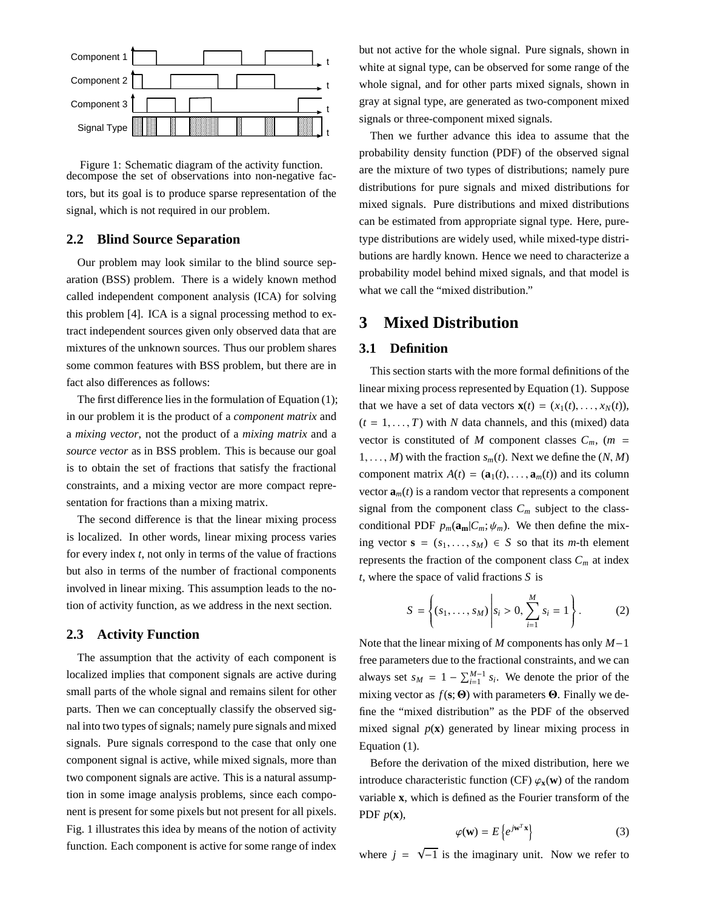Figure 1: Schematic diagram of the activity function.

decompose the set of observations into non-negative factors, but its goal is to produce sparse representation of the signal, which is not required in our problem.

### 2.2 Blind Source Separation

Our problem may look similar to the blind source separation (BSS) problem. There is a widely known method called independent component analysis (ICA) for solving this problem [4]. ICA is a signal processing method to extract independent sources given only observed data that are mixtures of the unknown sources. Thus our problem shares some common features with BSS problem, but there are in fact also differences as follows:

The first difference lies in the formulation of Equation (1); in our problem it is the product of a *component matrix* and a *mixing vector*, not the product of a *mixing matrix* and a *source vector* as in BSS problem. This is because our goal is to obtain the set of fractions that satisfy the fractional constraints, and a mixing vector are more compact representation for fractions than a mixing matrix.

The second difference is that the linear mixing process is localized. In other words, linear mixing process varies for every index $t$, not only in terms of the value of fractions but also in terms of the number of fractional components involved in linear mixing. This assumption leads to the notion of activity function, as we address in the next section.

### 2.3 Activity Function

The assumption that the activity of each component is localized implies that component signals are active during small parts of the whole signal and remains silent for other parts. Then we can conceptually classify the observed signal into two types of signals; namely pure signals and mixed signals. Pure signals correspond to the case that only one component signal is active, while mixed signals, more than two component signals are active. This is a natural assumption in some image analysis problems, since each component is present for some pixels but not present for all pixels. Fig. 1 illustrates this idea by means of the notion of activity function. Each component is active for some range of index but not active for the whole signal. Pure signals, shown in white at signal type, can be observed for some range of the whole signal, and for other parts mixed signals, shown in gray at signal type, are generated as two-component mixed signals or three-component mixed signals.

Then we further advance this idea to assume that the probability density function (PDF) of the observed signal are the mixture of two types of distributions; namely pure distributions for pure signals and mixed distributions for mixed signals. Pure distributions and mixed distributions can be estimated from appropriate signal type. Here, pure-type distributions are widely used, while mixed-type distributions are hardly known. Hence we need to characterize a probability model behind mixed signals, and that model is what we call the "mixed distribution."

## 3 Mixed Distribution

### 3.1 Definition

This section starts with the more formal definitions of the linear mixing process represented by Equation (1). Suppose that we have a set of data vectors $\mathbf{x}(t) = (x_1(t), \ldots, x_N(t))$, $(t = 1, \ldots, T)$ with $N$ data channels, and this (mixed) data vector is constituted of $M$ component classes $C_m$, $(m = 1, \ldots, M)$ with the fraction $s_m(t)$. Next we define the $(N, M)$ component matrix $A(t) = (\mathbf{a}_1(t), \ldots, \mathbf{a}_m(t))$ and its column vector $\mathbf{a}_m(t)$ is a random vector that represents a component signal from the component class $C_m$ subject to the class-conditional PDF $p_m(\mathbf{a_m}|C_m; \psi_m)$. We then define the mixing vector $\mathbf{s} = (s_1, \ldots, s_M) \in S$ so that its $m$-th element represents the fraction of the component class $C_m$ at index $t$, where the space of valid fractions $S$ is

$$S = \left\{ (s_1, \ldots, s_M) \middle| s_i > 0, \sum_{i=1}^{M} s_i = 1 \right\}. \tag{2}$$

Note that the linear mixing of $M$ components has only $M-1$ free parameters due to the fractional constraints, and we can always set $s_M = 1 - \sum_{i=1}^{M-1} s_i$. We denote the prior of the mixing vector as $f(\mathbf{s}; \mathbf{\Theta})$ with parameters $\mathbf{\Theta}$. Finally we define the "mixed distribution" as the PDF of the observed mixed signal $p(\mathbf{x})$ generated by linear mixing process in Equation (1).

Before the derivation of the mixed distribution, here we introduce characteristic function (CF) $\varphi_{\mathbf{x}}(\mathbf{w})$ of the random variable $\mathbf{x}$, which is defined as the Fourier transform of the PDF $p(\mathbf{x})$,

$$\varphi(\mathbf{w}) = E\left\{ e^{j\mathbf{w}^T\mathbf{x}} \right\} \tag{3}$$

where $j = \sqrt{-1}$ is the imaginary unit. Now we refer to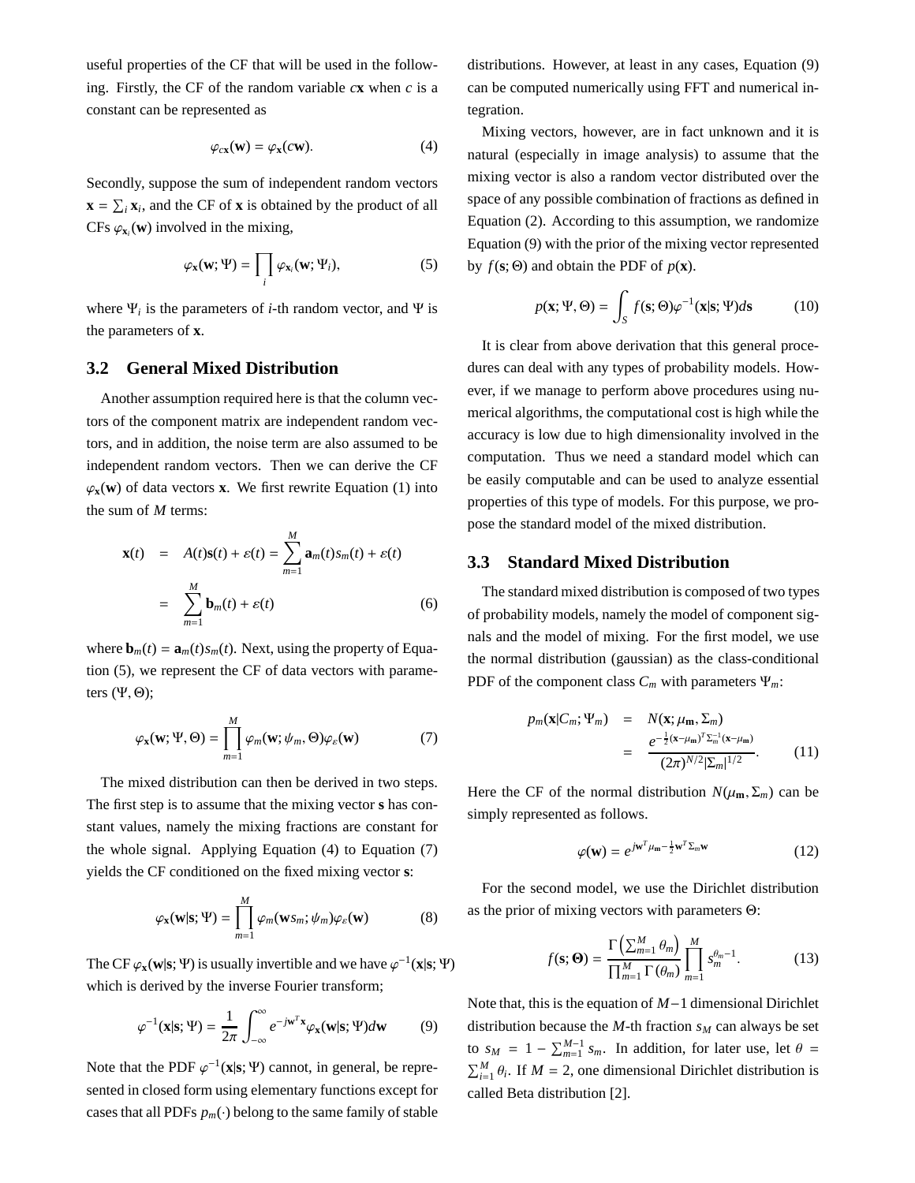useful properties of the CF that will be used in the following. Firstly, the CF of the random variable $c\mathbf{x}$ when $c$ is a constant can be represented as

$$\varphi_{c\mathbf{x}}(\mathbf{w}) = \varphi_{\mathbf{x}}(c\mathbf{w}). \tag{4}$$

Secondly, suppose the sum of independent random vectors $\mathbf{x} = \sum_i \mathbf{x}_i$, and the CF of $\mathbf{x}$ is obtained by the product of all CFs $\varphi_{\mathbf{x}_i}(\mathbf{w})$ involved in the mixing,

$$\varphi_{\mathbf{x}}(\mathbf{w}; \Psi) = \prod_i \varphi_{\mathbf{x}_i}(\mathbf{w}; \Psi_i), \tag{5}$$

where $\Psi_i$ is the parameters of $i$-th random vector, and $\Psi$ is the parameters of $\mathbf{x}$.

### 3.2 General Mixed Distribution

Another assumption required here is that the column vectors of the component matrix are independent random vectors, and in addition, the noise term are also assumed to be independent random vectors. Then we can derive the CF $\varphi_{\mathbf{x}}(\mathbf{w})$ of data vectors $\mathbf{x}$. We first rewrite Equation (1) into the sum of $M$ terms:

$$\begin{aligned}
\mathbf{x}(t) &= A(t)\mathbf{s}(t) + \varepsilon(t) = \sum_{m=1}^{M} \mathbf{a}_m(t) s_m(t) + \varepsilon(t) \\
&= \sum_{m=1}^{M} \mathbf{b}_m(t) + \varepsilon(t)
\end{aligned} \tag{6}$$

where $\mathbf{b}_m(t) = \mathbf{a}_m(t)s_m(t)$. Next, using the property of Equation (5), we represent the CF of data vectors with parameters $(\Psi, \Theta)$;

$$\varphi_{\mathbf{x}}(\mathbf{w}; \Psi, \Theta) = \prod_{m=1}^{M} \varphi_m(\mathbf{w}; \psi_m, \Theta)\varphi_\varepsilon(\mathbf{w}) \tag{7}$$

The mixed distribution can then be derived in two steps. The first step is to assume that the mixing vector $\mathbf{s}$ has constant values, namely the mixing fractions are constant for the whole signal. Applying Equation (4) to Equation (7) yields the CF conditioned on the fixed mixing vector $\mathbf{s}$:

$$\varphi_{\mathbf{x}}(\mathbf{w}|\mathbf{s}; \Psi) = \prod_{m=1}^{M} \varphi_m(\mathbf{w}s_m; \psi_m)\varphi_\varepsilon(\mathbf{w}) \tag{8}$$

The CF $\varphi_{\mathbf{x}}(\mathbf{w}|\mathbf{s}; \Psi)$ is usually invertible and we have $\varphi^{-1}(\mathbf{x}|\mathbf{s}; \Psi)$ which is derived by the inverse Fourier transform;

$$\varphi^{-1}(\mathbf{x}|\mathbf{s}; \Psi) = \frac{1}{2\pi} \int_{-\infty}^{\infty} e^{-j\mathbf{w}^T\mathbf{x}} \varphi_{\mathbf{x}}(\mathbf{w}|\mathbf{s}; \Psi) d\mathbf{w} \tag{9}$$

Note that the PDF $\varphi^{-1}(\mathbf{x}|\mathbf{s}; \Psi)$ cannot, in general, be represented in closed form using elementary functions except for cases that all PDFs $p_m(\cdot)$ belong to the same family of stable distributions. However, at least in any cases, Equation (9) can be computed numerically using FFT and numerical integration.

Mixing vectors, however, are in fact unknown and it is natural (especially in image analysis) to assume that the mixing vector is also a random vector distributed over the space of any possible combination of fractions as defined in Equation (2). According to this assumption, we randomize Equation (9) with the prior of the mixing vector represented by $f(\mathbf{s}; \Theta)$ and obtain the PDF of $p(\mathbf{x})$.

$$p(\mathbf{x}; \Psi, \Theta) = \int_S f(\mathbf{s}; \Theta)\varphi^{-1}(\mathbf{x}|\mathbf{s}; \Psi)d\mathbf{s} \tag{10}$$

It is clear from above derivation that this general procedures can deal with any types of probability models. However, if we manage to perform above procedures using numerical algorithms, the computational cost is high while the accuracy is low due to high dimensionality involved in the computation. Thus we need a standard model which can be easily computable and can be used to analyze essential properties of this type of models. For this purpose, we propose the standard model of the mixed distribution.

### 3.3 Standard Mixed Distribution

The standard mixed distribution is composed of two types of probability models, namely the model of component signals and the model of mixing. For the first model, we use the normal distribution (gaussian) as the class-conditional PDF of the component class $C_m$ with parameters $\Psi_m$:

$$\begin{aligned}
p_m(\mathbf{x}|C_m; \Psi_m) &= N(\mathbf{x}; \mu_\mathbf{m}, \Sigma_m) \\
&= \frac{e^{-\frac{1}{2}(\mathbf{x}-\mu_\mathbf{m})^T\Sigma_m^{-1}(\mathbf{x}-\mu_\mathbf{m})}}{(2\pi)^{N/2}|\Sigma_m|^{1/2}}.
\end{aligned} \tag{11}$$

Here the CF of the normal distribution $N(\mu_\mathbf{m}, \Sigma_m)$ can be simply represented as follows.

$$\varphi(\mathbf{w}) = e^{j\mathbf{w}^T\mu_\mathbf{m} - \frac{1}{2}\mathbf{w}^T\Sigma_m\mathbf{w}} \tag{12}$$

For the second model, we use the Dirichlet distribution as the prior of mixing vectors with parameters $\Theta$:

$$f(\mathbf{s}; \mathbf{\Theta}) = \frac{\Gamma\left(\sum_{m=1}^{M} \theta_m\right)}{\prod_{m=1}^{M} \Gamma(\theta_m)} \prod_{m=1}^{M} s_m^{\theta_m - 1}. \tag{13}$$

Note that, this is the equation of $M-1$ dimensional Dirichlet distribution because the $M$-th fraction $s_M$ can always be set to $s_M = 1 - \sum_{m=1}^{M-1} s_m$. In addition, for later use, let $\theta = \sum_{i=1}^{M} \theta_i$. If $M = 2$, one dimensional Dirichlet distribution is called Beta distribution [2].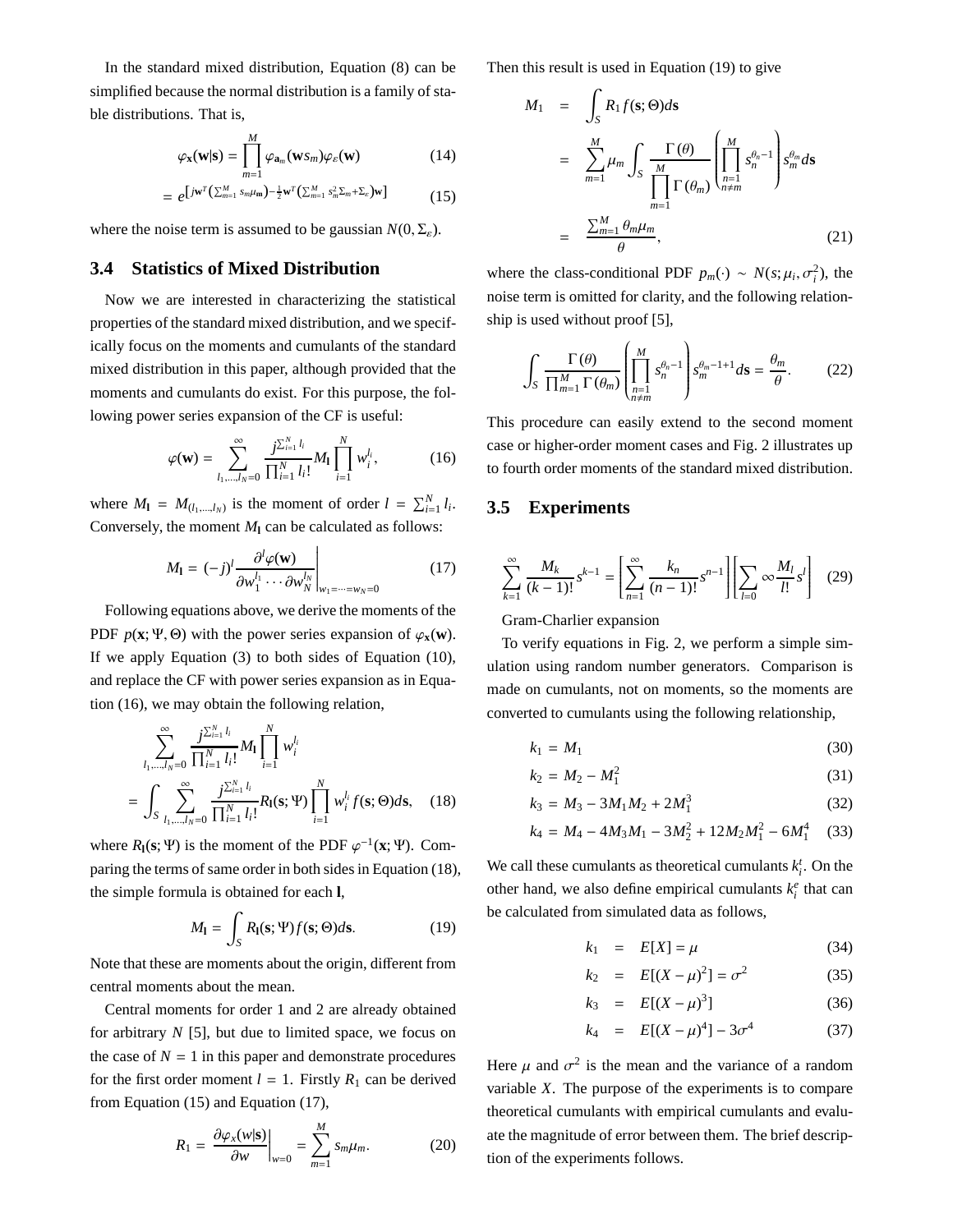In the standard mixed distribution, Equation (8) can be simplified because the normal distribution is a family of stable distributions. That is,

$$\varphi_{\mathbf{x}}(\mathbf{w}|\mathbf{s}) = \prod_{m=1}^{M} \varphi_{\mathbf{a}_m}(\mathbf{w}s_m)\varphi_{\varepsilon}(\mathbf{w}) \tag{14}$$

$$= e^{\left[j\mathbf{w}^T\left(\sum_{m=1}^{M} s_m\mu_{\mathbf{m}}\right) - \frac{1}{2}\mathbf{w}^T\left(\sum_{m=1}^{M} s_m^2\Sigma_m + \Sigma_\varepsilon\right)\mathbf{w}\right]} \tag{15}$$

where the noise term is assumed to be gaussian $N(0, \Sigma_\varepsilon)$.

### 3.4 Statistics of Mixed Distribution

Now we are interested in characterizing the statistical properties of the standard mixed distribution, and we specifically focus on the moments and cumulants of the standard mixed distribution in this paper, although provided that the moments and cumulants do exist. For this purpose, the following power series expansion of the CF is useful:

$$\varphi(\mathbf{w}) = \sum_{l_1,\ldots,l_N=0}^{\infty} \frac{j^{\sum_{i=1}^{N} l_i}}{\prod_{i=1}^{N} l_i!} M_{\mathbf{l}} \prod_{i=1}^{N} w_i^{l_i}, \tag{16}$$

where $M_{\mathbf{l}} = M_{(l_1,\ldots,l_N)}$ is the moment of order $l = \sum_{i=1}^{N} l_i$. Conversely, the moment $M_{\mathbf{l}}$ can be calculated as follows:

$$M_{\mathbf{l}} = (-j)^l \frac{\partial^l \varphi(\mathbf{w})}{\partial w_1^{l_1} \cdots \partial w_N^{l_N}}\Bigg|_{w_1=\cdots=w_N=0} \tag{17}$$

Following equations above, we derive the moments of the PDF $p(\mathbf{x}; \Psi, \Theta)$ with the power series expansion of $\varphi_{\mathbf{x}}(\mathbf{w})$. If we apply Equation (3) to both sides of Equation (10), and replace the CF with power series expansion as in Equation (16), we may obtain the following relation,

$$\sum_{l_1,\ldots,l_N=0}^{\infty} \frac{j^{\sum_{i=1}^{N} l_i}}{\prod_{i=1}^{N} l_i!} M_{\mathbf{l}} \prod_{i=1}^{N} w_i^{l_i}$$

$$= \int_S \sum_{l_1,\ldots,l_N=0}^{\infty} \frac{j^{\sum_{i=1}^{N} l_i}}{\prod_{i=1}^{N} l_i!} R_{\mathbf{l}}(\mathbf{s}; \Psi) \prod_{i=1}^{N} w_i^{l_i} f(\mathbf{s}; \Theta) d\mathbf{s}, \tag{18}$$

where $R_{\mathbf{l}}(\mathbf{s}; \Psi)$ is the moment of the PDF $\varphi^{-1}(\mathbf{x}; \Psi)$. Comparing the terms of same order in both sides in Equation (18), the simple formula is obtained for each $\mathbf{l}$,

$$M_{\mathbf{l}} = \int_S R_{\mathbf{l}}(\mathbf{s}; \Psi) f(\mathbf{s}; \Theta) d\mathbf{s}. \tag{19}$$

Note that these are moments about the origin, different from central moments about the mean.

Central moments for order 1 and 2 are already obtained for arbitrary $N$ [5], but due to limited space, we focus on the case of $N = 1$ in this paper and demonstrate procedures for the first order moment $l = 1$. Firstly $R_1$ can be derived from Equation (15) and Equation (17),

$$R_1 = \frac{\partial \varphi_x(w|\mathbf{s})}{\partial w}\Bigg|_{w=0} = \sum_{m=1}^{M} s_m \mu_m. \tag{20}$$

Then this result is used in Equation (19) to give

$$\begin{aligned} M_1 &= \int_S R_1 f(\mathbf{s}; \Theta) d\mathbf{s} \\ &= \sum_{m=1}^{M} \mu_m \int_S \frac{\Gamma(\theta)}{\prod_{m=1}^{M} \Gamma(\theta_m)} \left( \prod_{\substack{n=1 \\ n \neq m}}^{M} s_n^{\theta_n - 1} \right) s_m^{\theta_m} d\mathbf{s} \\ &= \frac{\sum_{m=1}^{M} \theta_m \mu_m}{\theta}, \end{aligned} \tag{21}$$

where the class-conditional PDF $p_m(\cdot) \sim N(s; \mu_i, \sigma_i^2)$, the noise term is omitted for clarity, and the following relationship is used without proof [5],

$$\int_S \frac{\Gamma(\theta)}{\prod_{m=1}^{M} \Gamma(\theta_m)} \left( \prod_{\substack{n=1 \\ n \neq m}}^{M} s_n^{\theta_n - 1} \right) s_m^{\theta_m - 1 + 1} d\mathbf{s} = \frac{\theta_m}{\theta}. \tag{22}$$

This procedure can easily extend to the second moment case or higher-order moment cases and Fig. 2 illustrates up to fourth order moments of the standard mixed distribution.

### 3.5 Experiments

$$\sum_{k=1}^{\infty} \frac{M_k}{(k-1)!} s^{k-1} = \left[ \sum_{n=1}^{\infty} \frac{k_n}{(n-1)!} s^{n-1} \right] \left[ \sum_{l=0} \infty \frac{M_l}{l!} s^l \right] \tag{29}$$

Gram-Charlier expansion

To verify equations in Fig. 2, we perform a simple simulation using random number generators. Comparison is made on cumulants, not on moments, so the moments are converted to cumulants using the following relationship,

$$k_1 = M_1 \tag{30}$$

$$k_2 = M_2 - M_1^2 \tag{31}$$

$$k_3 = M_3 - 3M_1M_2 + 2M_1^3 \tag{32}$$

$$k_4 = M_4 - 4M_3M_1 - 3M_2^2 + 12M_2M_1^2 - 6M_1^4 \tag{33}$$

We call these cumulants as theoretical cumulants $k_i^t$. On the other hand, we also define empirical cumulants $k_i^e$ that can be calculated from simulated data as follows,

$$k_1 = E[X] = \mu \tag{34}$$

$$k_2 = E[(X - \mu)^2] = \sigma^2 \tag{35}$$

$$k_3 = E[(X - \mu)^3] \tag{36}$$

$$k_4 = E[(X - \mu)^4] - 3\sigma^4 \tag{37}$$

Here $\mu$ and $\sigma^2$ is the mean and the variance of a random variable $X$. The purpose of the experiments is to compare theoretical cumulants with empirical cumulants and evaluate the magnitude of error between them. The brief description of the experiments follows.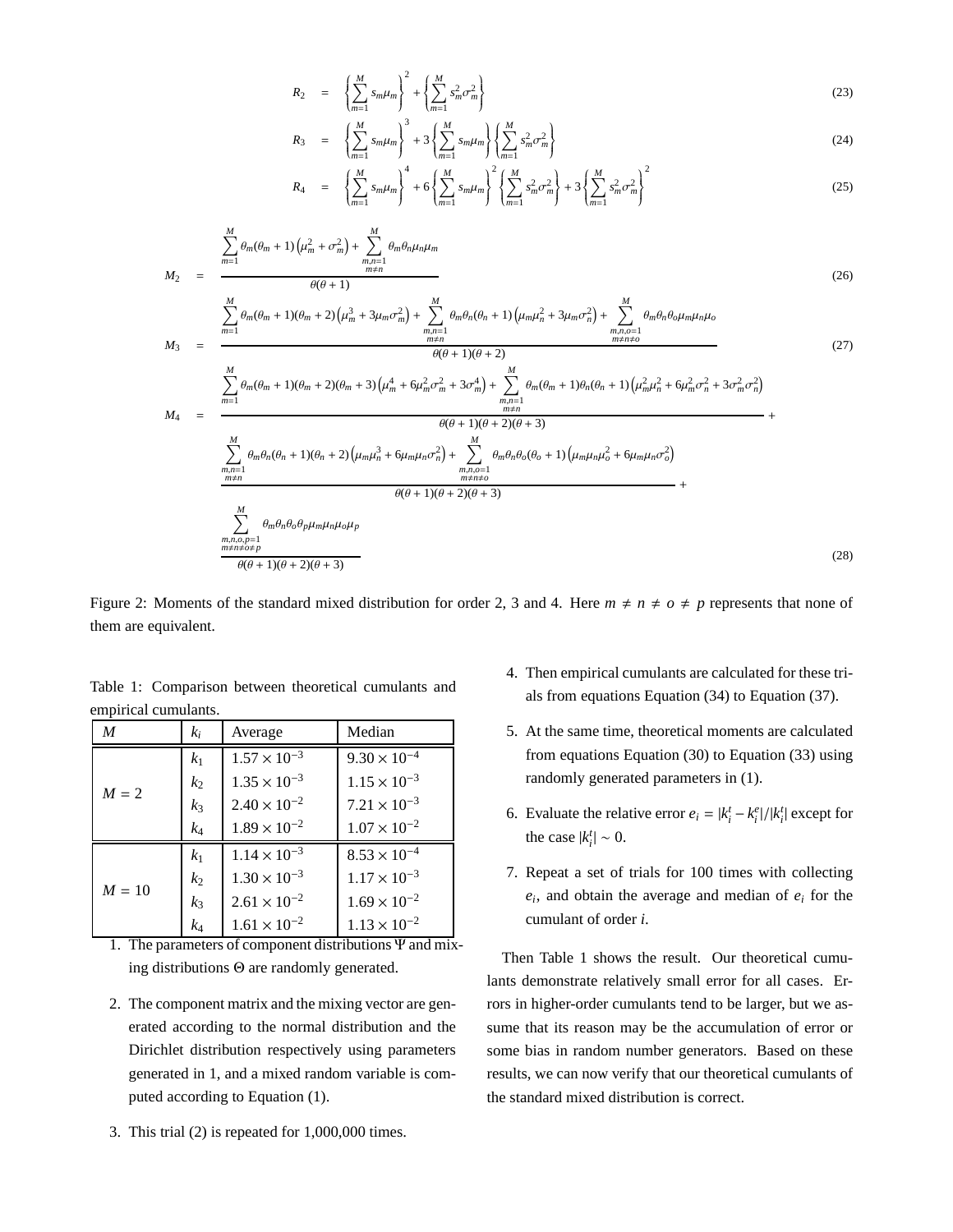$$R_2 = \left\{\sum_{m=1}^{M} s_m\mu_m\right\}^2 + \left\{\sum_{m=1}^{M} s_m^2\sigma_m^2\right\} \tag{23}$$

$$R_3 = \left\{\sum_{m=1}^{M} s_m\mu_m\right\}^3 + 3\left\{\sum_{m=1}^{M} s_m\mu_m\right\}\left\{\sum_{m=1}^{M} s_m^2\sigma_m^2\right\} \tag{24}$$

$$R_4 = \left\{\sum_{m=1}^{M} s_m\mu_m\right\}^4 + 6\left\{\sum_{m=1}^{M} s_m\mu_m\right\}^2\left\{\sum_{m=1}^{M} s_m^2\sigma_m^2\right\} + 3\left\{\sum_{m=1}^{M} s_m^2\sigma_m^2\right\}^2 \tag{25}$$

$$M_2 = \frac{\sum_{m=1}^{M}\theta_m(\theta_m+1)\left(\mu_m^2+\sigma_m^2\right) + \sum_{\substack{m,n=1\\m\neq n}}^{M}\theta_m\theta_n\mu_n\mu_m}{\theta(\theta+1)} \tag{26}$$

$$M_3 = \frac{\sum_{m=1}^{M}\theta_m(\theta_m+1)(\theta_m+2)\left(\mu_m^3+3\mu_m\sigma_m^2\right) + \sum_{\substack{m,n=1\\m\neq n}}^{M}\theta_m\theta_n(\theta_n+1)\left(\mu_m\mu_n^2+3\mu_m\sigma_n^2\right) + \sum_{\substack{m,n,o=1\\m\neq n\neq o}}^{M}\theta_m\theta_n\theta_o\mu_m\mu_n\mu_o}{\theta(\theta+1)(\theta+2)} \tag{27}$$

$$\begin{aligned} M_4 = {} & \frac{\sum_{m=1}^{M}\theta_m(\theta_m+1)(\theta_m+2)(\theta_m+3)\left(\mu_m^4+6\mu_m^2\sigma_m^2+3\sigma_m^4\right) + \sum_{\substack{m,n=1\\m\neq n}}^{M}\theta_m(\theta_m+1)\theta_n(\theta_n+1)\left(\mu_m^2\mu_n^2+6\mu_m^2\sigma_n^2+3\sigma_m^2\sigma_n^2\right)}{\theta(\theta+1)(\theta+2)(\theta+3)} + \\ & \frac{\sum_{\substack{m,n=1\\m\neq n}}^{M}\theta_m\theta_n(\theta_n+1)(\theta_n+2)\left(\mu_m\mu_n^3+6\mu_m\mu_n\sigma_n^2\right) + \sum_{\substack{m,n,o=1\\m\neq n\neq o}}^{M}\theta_m\theta_n\theta_o(\theta_o+1)\left(\mu_m\mu_n\mu_o^2+6\mu_m\mu_n\sigma_o^2\right)}{\theta(\theta+1)(\theta+2)(\theta+3)} + \\ & \frac{\sum_{\substack{m,n,o,p=1\\m\neq n\neq o\neq p}}^{M}\theta_m\theta_n\theta_o\theta_p\mu_m\mu_n\mu_o\mu_p}{\theta(\theta+1)(\theta+2)(\theta+3)} \end{aligned} \tag{28}$$

Figure 2: Moments of the standard mixed distribution for order 2, 3 and 4. Here $m \neq n \neq o \neq p$ represents that none of them are equivalent.

Table 1: Comparison between theoretical cumulants and empirical cumulants.

| $M$ | $k_i$ | Average | Median |
|---|---|---|---|
| $M = 2$ | $k_1$ | $1.57 \times 10^{-3}$ | $9.30 \times 10^{-4}$ |
| | $k_2$ | $1.35 \times 10^{-3}$ | $1.15 \times 10^{-3}$ |
| | $k_3$ | $2.40 \times 10^{-2}$ | $7.21 \times 10^{-3}$ |
| | $k_4$ | $1.89 \times 10^{-2}$ | $1.07 \times 10^{-2}$ |
| $M = 10$ | $k_1$ | $1.14 \times 10^{-3}$ | $8.53 \times 10^{-4}$ |
| | $k_2$ | $1.30 \times 10^{-3}$ | $1.17 \times 10^{-3}$ |
| | $k_3$ | $2.61 \times 10^{-2}$ | $1.69 \times 10^{-2}$ |
| | $k_4$ | $1.61 \times 10^{-2}$ | $1.13 \times 10^{-2}$ |

1. The parameters of component distributions $\Psi$ and mixing distributions $\Theta$ are randomly generated.

2. The component matrix and the mixing vector are generated according to the normal distribution and the Dirichlet distribution respectively using parameters generated in 1, and a mixed random variable is computed according to Equation (1).

3. This trial (2) is repeated for 1,000,000 times.

4. Then empirical cumulants are calculated for these trials from equations Equation (34) to Equation (37).

5. At the same time, theoretical moments are calculated from equations Equation (30) to Equation (33) using randomly generated parameters in (1).

6. Evaluate the relative error $e_i = |k_i^t - k_i^e|/|k_i^t|$ except for the case $|k_i^t| \sim 0$.

7. Repeat a set of trials for 100 times with collecting $e_i$, and obtain the average and median of $e_i$ for the cumulant of order $i$.

Then Table 1 shows the result. Our theoretical cumulants demonstrate relatively small error for all cases. Errors in higher-order cumulants tend to be larger, but we assume that its reason may be the accumulation of error or some bias in random number generators. Based on these results, we can now verify that our theoretical cumulants of the standard mixed distribution is correct.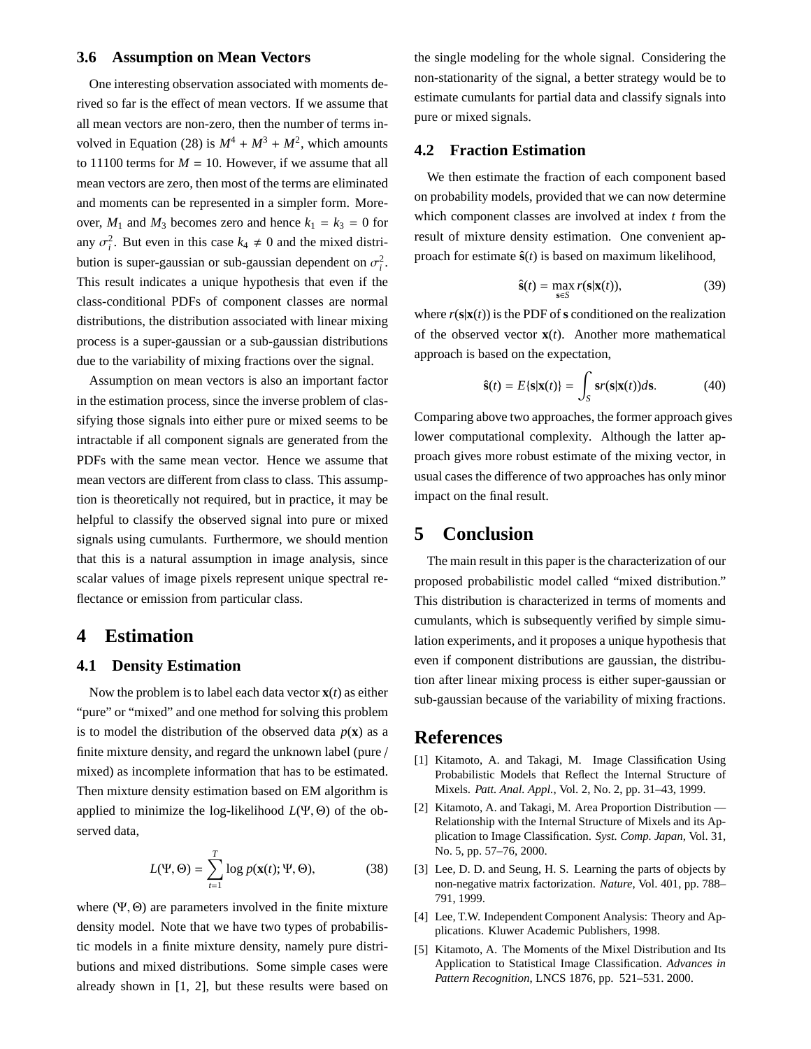### 3.6 Assumption on Mean Vectors

One interesting observation associated with moments derived so far is the effect of mean vectors. If we assume that all mean vectors are non-zero, then the number of terms involved in Equation (28) is $M^4 + M^3 + M^2$, which amounts to 11100 terms for $M = 10$. However, if we assume that all mean vectors are zero, then most of the terms are eliminated and moments can be represented in a simpler form. Moreover, $M_1$ and $M_3$ becomes zero and hence $k_1 = k_3 = 0$ for any $\sigma_i^2$. But even in this case $k_4 \neq 0$ and the mixed distribution is super-gaussian or sub-gaussian dependent on $\sigma_i^2$. This result indicates a unique hypothesis that even if the class-conditional PDFs of component classes are normal distributions, the distribution associated with linear mixing process is a super-gaussian or a sub-gaussian distributions due to the variability of mixing fractions over the signal.

Assumption on mean vectors is also an important factor in the estimation process, since the inverse problem of classifying those signals into either pure or mixed seems to be intractable if all component signals are generated from the PDFs with the same mean vector. Hence we assume that mean vectors are different from class to class. This assumption is theoretically not required, but in practice, it may be helpful to classify the observed signal into pure or mixed signals using cumulants. Furthermore, we should mention that this is a natural assumption in image analysis, since scalar values of image pixels represent unique spectral reflectance or emission from particular class.

## 4 Estimation

### 4.1 Density Estimation

Now the problem is to label each data vector $\mathbf{x}(t)$ as either "pure" or "mixed" and one method for solving this problem is to model the distribution of the observed data $p(\mathbf{x})$ as a finite mixture density, and regard the unknown label (pure / mixed) as incomplete information that has to be estimated. Then mixture density estimation based on EM algorithm is applied to minimize the log-likelihood $L(\Psi, \Theta)$ of the observed data,

$$L(\Psi, \Theta) = \sum_{t=1}^{T} \log p(\mathbf{x}(t); \Psi, \Theta), \tag{38}$$

where $(\Psi, \Theta)$ are parameters involved in the finite mixture density model. Note that we have two types of probabilistic models in a finite mixture density, namely pure distributions and mixed distributions. Some simple cases were already shown in [1, 2], but these results were based on the single modeling for the whole signal. Considering the non-stationarity of the signal, a better strategy would be to estimate cumulants for partial data and classify signals into pure or mixed signals.

### 4.2 Fraction Estimation

We then estimate the fraction of each component based on probability models, provided that we can now determine which component classes are involved at index $t$ from the result of mixture density estimation. One convenient approach for estimate $\hat{\mathbf{s}}(t)$ is based on maximum likelihood,

$$\hat{\mathbf{s}}(t) = \max_{\mathbf{s} \in S} r(\mathbf{s}|\mathbf{x}(t)), \tag{39}$$

where $r(\mathbf{s}|\mathbf{x}(t))$ is the PDF of $\mathbf{s}$ conditioned on the realization of the observed vector $\mathbf{x}(t)$. Another more mathematical approach is based on the expectation,

$$\hat{\mathbf{s}}(t) = E\{\mathbf{s}|\mathbf{x}(t)\} = \int_S \mathbf{s} r(\mathbf{s}|\mathbf{x}(t)) d\mathbf{s}. \tag{40}$$

Comparing above two approaches, the former approach gives lower computational complexity. Although the latter approach gives more robust estimate of the mixing vector, in usual cases the difference of two approaches has only minor impact on the final result.

## 5 Conclusion

The main result in this paper is the characterization of our proposed probabilistic model called "mixed distribution." This distribution is characterized in terms of moments and cumulants, which is subsequently verified by simple simulation experiments, and it proposes a unique hypothesis that even if component distributions are gaussian, the distribution after linear mixing process is either super-gaussian or sub-gaussian because of the variability of mixing fractions.

## References

[1] Kitamoto, A. and Takagi, M. Image Classification Using Probabilistic Models that Reflect the Internal Structure of Mixels. *Patt. Anal. Appl.*, Vol. 2, No. 2, pp. 31–43, 1999.

[2] Kitamoto, A. and Takagi, M. Area Proportion Distribution — Relationship with the Internal Structure of Mixels and its Application to Image Classification. *Syst. Comp. Japan*, Vol. 31, No. 5, pp. 57–76, 2000.

[3] Lee, D. D. and Seung, H. S. Learning the parts of objects by non-negative matrix factorization. *Nature*, Vol. 401, pp. 788–791, 1999.

[4] Lee, T.W. Independent Component Analysis: Theory and Applications. Kluwer Academic Publishers, 1998.

[5] Kitamoto, A. The Moments of the Mixel Distribution and Its Application to Statistical Image Classification. *Advances in Pattern Recognition*, LNCS 1876, pp. 521–531. 2000.